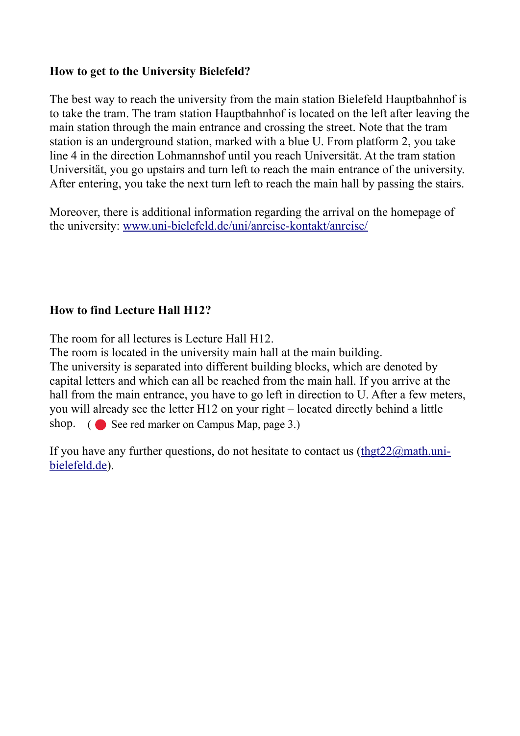### How to get to the University Bielefeld?

The best way to reach the university from the main station Bielefeld Hauptbahnhof is to take the tram. The tram station Hauptbahnhof is located on the left after leaving the main station through the main entrance and crossing the street. Note that the tram station is an underground station, marked with a blue U. From platform 2, you take line 4 in the direction Lohmannshof until you reach Universität. At the tram station Universität, you go upstairs and turn left to reach the main entrance of the university. After entering, you take the next turn left to reach the main hall by passing the stairs.

Moreover, there is additional information regarding the arrival on the homepage of the university: [www.uni-bielefeld.de/uni/anreise-kontakt/anreise/](www.uni-bielefeld.de/uni/anreise-kontakt/anreise/)

### How to find Lecture Hall H12?

The room for all lectures is Lecture Hall H12.
The room is located in the university main hall at the main building.
The university is separated into different building blocks, which are denoted by capital letters and which can all be reached from the main hall. If you arrive at the hall from the main entrance, you have to go left in direction to U. After a few meters, you will already see the letter H12 on your right – located directly behind a little shop. ( 🔴 See red marker on Campus Map, page 3.)

If you have any further questions, do not hesitate to contact us ([thgt22@math.uni-bielefeld.de](mailto:thgt22@math.uni-bielefeld.de)).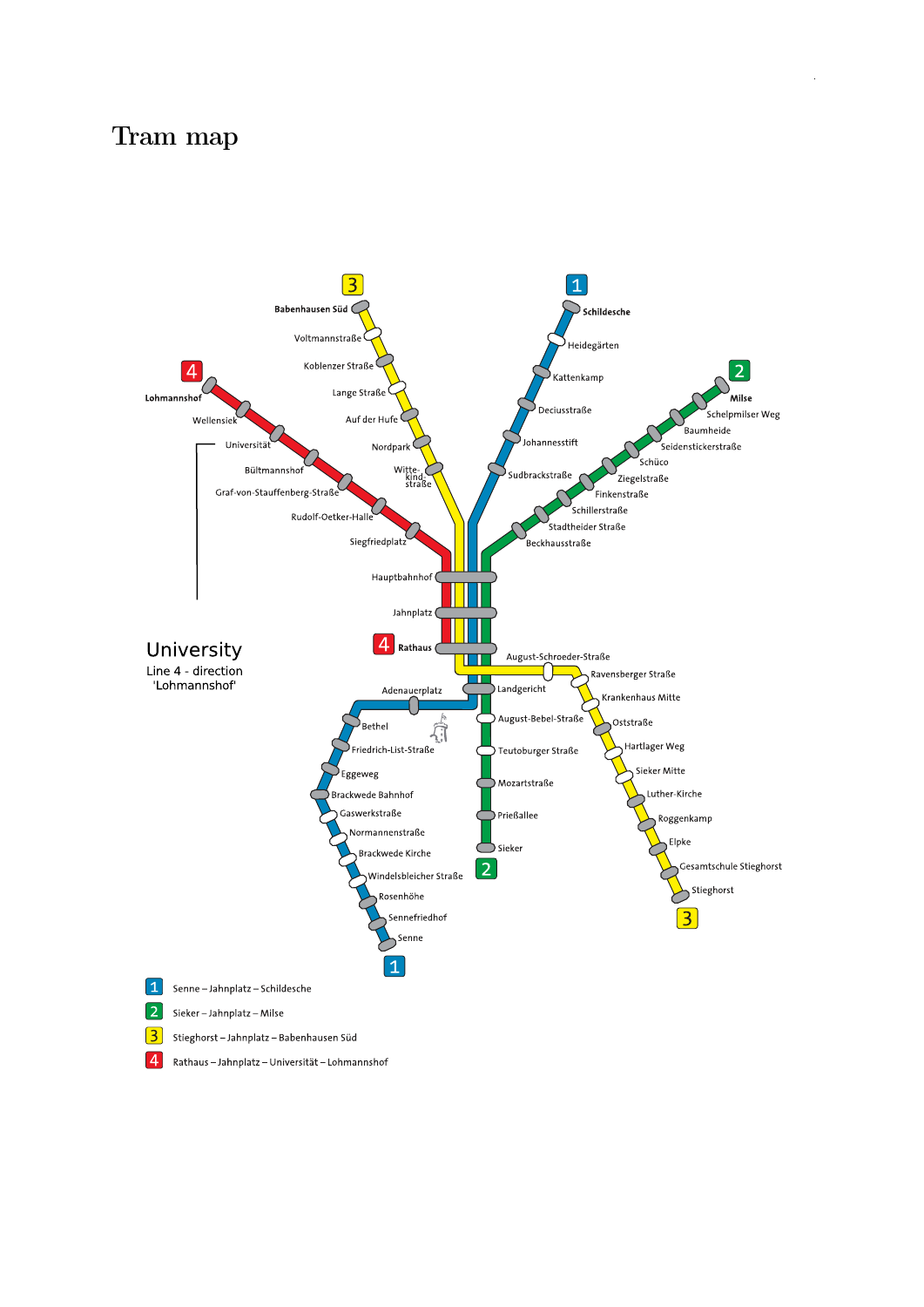# Tram map

University
Line 4 - direction 'Lohmannshof'

1 Senne – Jahnplatz – Schildesche

2 Sieker – Jahnplatz – Milse

3 Stieghorst – Jahnplatz – Babenhausen Süd

4 Rathaus – Jahnplatz – Universität – Lohmannshof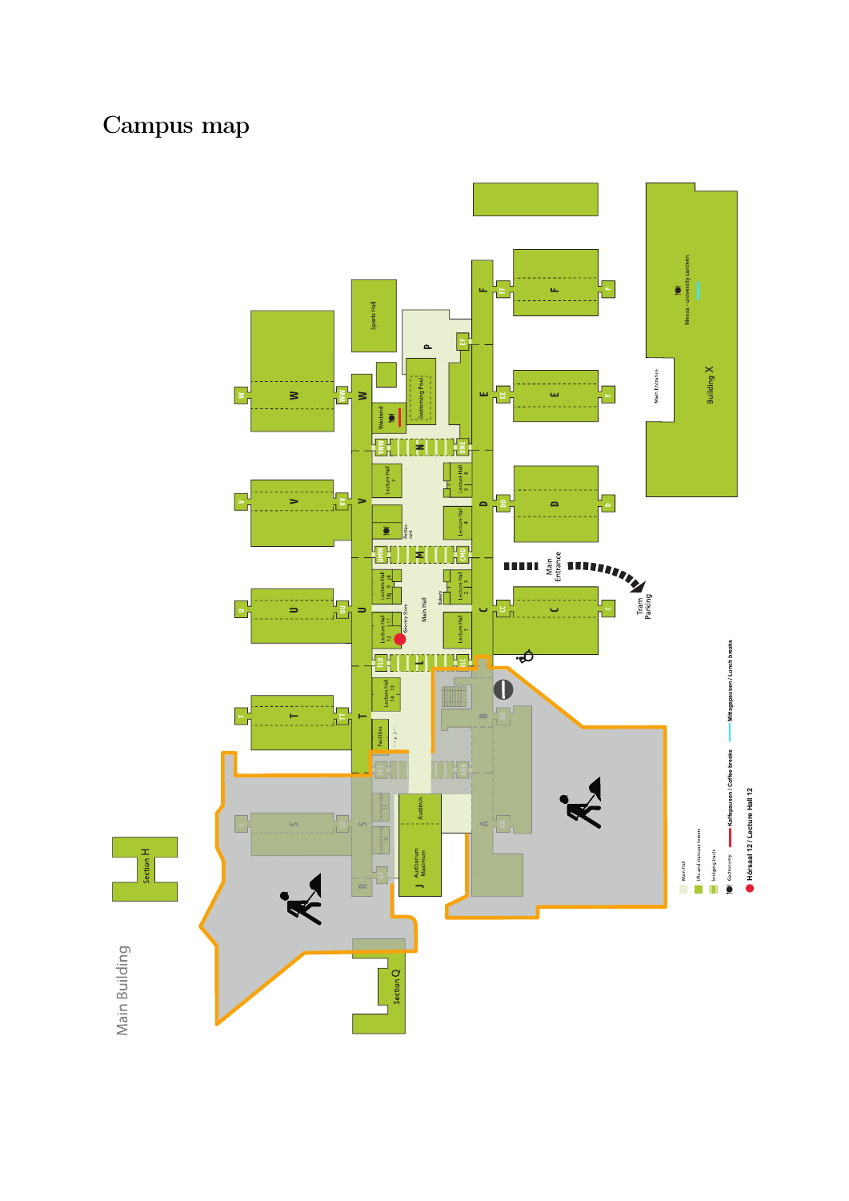# Campus map

Main Building

Section H

Section Q

Building X

Mensa - university canteen

Main Entrance

Tram Parking

Sports Hall

Swimming Pool

Westend

Main Hall

Grocery Store

Bakery

Restaurant

Lecture Hall 1

Lecture Hall 2

Lecture Hall 3

Lecture Hall 4

Lecture Hall 5 6

Lecture Hall 7

Lecture Hall 8 9 10

Lecture Hall 11 12

Lecture Hall 13 14

Facilities

Audimin

Auditorium Maximum

Main hall

lifts and staircase towers

bridging tracts

Gastronomy

Kaffeepausen / Coffee breaks

Mittagspausen / Lunch breaks

Hörsaal 12 / Lecture Hall 12